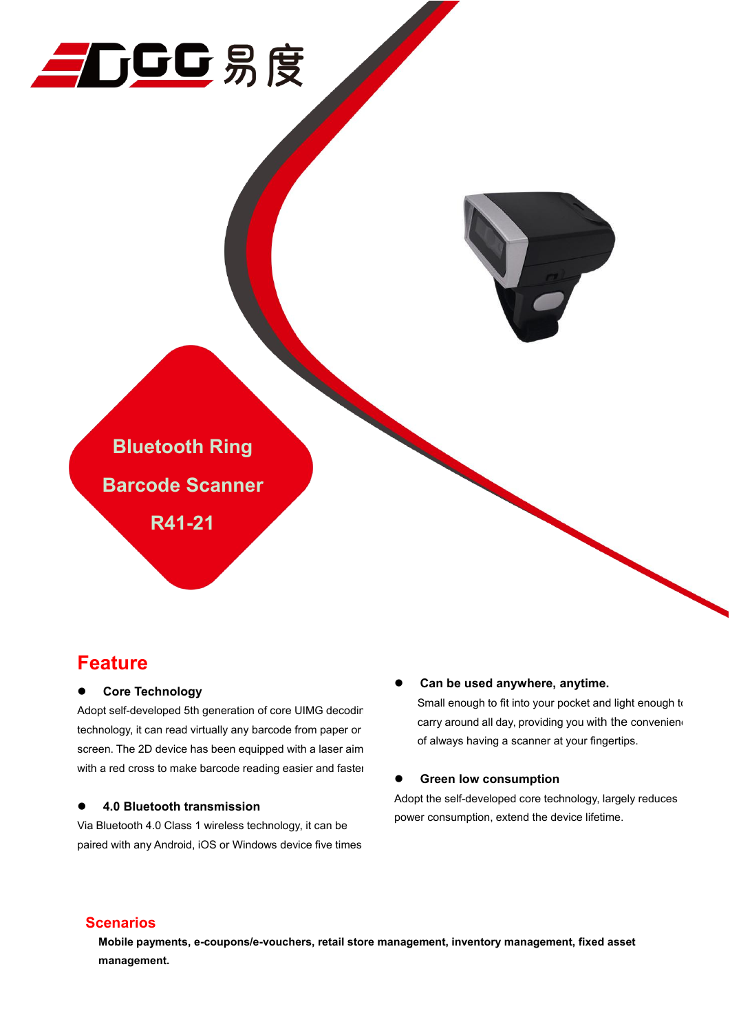EDGG 易度

# Bluetooth Ring Barcode Scanner R41-21

## Feature

- **Core Technology**

Adopt self-developed 5th generation of core UIMG decodir technology, it can read virtually any barcode from paper or screen. The 2D device has been equipped with a laser aim with a red cross to make barcode reading easier and faster

- **4.0 Bluetooth transmission**

Via Bluetooth 4.0 Class 1 wireless technology, it can be paired with any Android, iOS or Windows device five times

- **Can be used anywhere, anytime.**

Small enough to fit into your pocket and light enough to carry around all day, providing you with the convenienc of always having a scanner at your fingertips.

- **Green low consumption**

Adopt the self-developed core technology, largely reduces power consumption, extend the device lifetime.

## Scenarios

**Mobile payments, e-coupons/e-vouchers, retail store management, inventory management, fixed asset management.**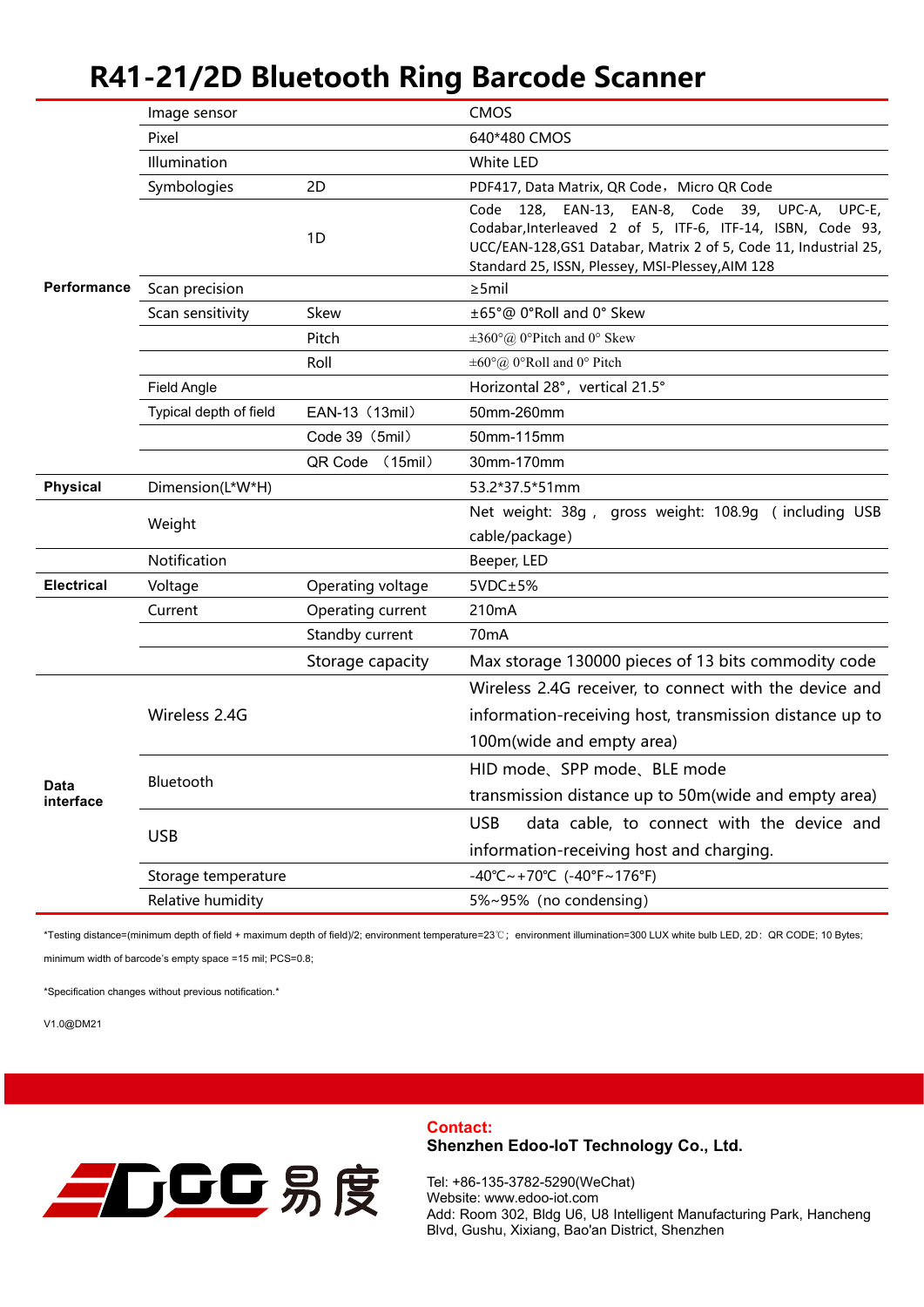# R41-21/2D Bluetooth Ring Barcode Scanner

| | | | |
|---|---|---|---|
| Performance | Image sensor | | CMOS |
| | Pixel | | 640*480 CMOS |
| | Illumination | | White LED |
| | Symbologies | 2D | PDF417, Data Matrix, QR Code，Micro QR Code |
| | | 1D | Code 128, EAN-13, EAN-8, Code 39, UPC-A, UPC-E, Codabar,Interleaved 2 of 5, ITF-6, ITF-14, ISBN, Code 93, UCC/EAN-128,GS1 Databar, Matrix 2 of 5, Code 11, Industrial 25, Standard 25, ISSN, Plessey, MSI-Plessey,AIM 128 |
| | Scan precision | | ≥5mil |
| | Scan sensitivity | Skew | ±65°@ 0°Roll and 0° Skew |
| | | Pitch | ±360°@ 0°Pitch and 0° Skew |
| | | Roll | ±60°@ 0°Roll and 0° Pitch |
| | Field Angle | | Horizontal 28°，vertical 21.5° |
| | Typical depth of field | EAN-13（13mil） | 50mm-260mm |
| | | Code 39（5mil） | 50mm-115mm |
| | | QR Code （15mil） | 30mm-170mm |
| Physical | Dimension(L*W*H) | | 53.2*37.5*51mm |
| | Weight | | Net weight: 38g , gross weight: 108.9g ( including USB cable/package) |
| | Notification | | Beeper, LED |
| Electrical | Voltage | Operating voltage | 5VDC±5% |
| | Current | Operating current | 210mA |
| | | Standby current | 70mA |
| | | Storage capacity | Max storage 130000 pieces of 13 bits commodity code |
| Data interface | Wireless 2.4G | | Wireless 2.4G receiver, to connect with the device and information-receiving host, transmission distance up to 100m(wide and empty area) |
| | Bluetooth | | HID mode、SPP mode、BLE mode transmission distance up to 50m(wide and empty area) |
| | USB | | USB data cable, to connect with the device and information-receiving host and charging. |
| | Storage temperature | | -40℃~+70℃ (-40°F~176°F) |
| | Relative humidity | | 5%~95% (no condensing) |

*Testing distance=(minimum depth of field + maximum depth of field)/2; environment temperature=23℃; environment illumination=300 LUX white bulb LED, 2D: QR CODE; 10 Bytes; minimum width of barcode's empty space =15 mil; PCS=0.8;

*Specification changes without previous notification.*

V1.0@DM21

EDOO 易度

**Contact:**
**Shenzhen Edoo-IoT Technology Co., Ltd.**

Tel: +86-135-3782-5290(WeChat)
Website: www.edoo-iot.com
Add: Room 302, Bldg U6, U8 Intelligent Manufacturing Park, Hancheng Blvd, Gushu, Xixiang, Bao'an District, Shenzhen